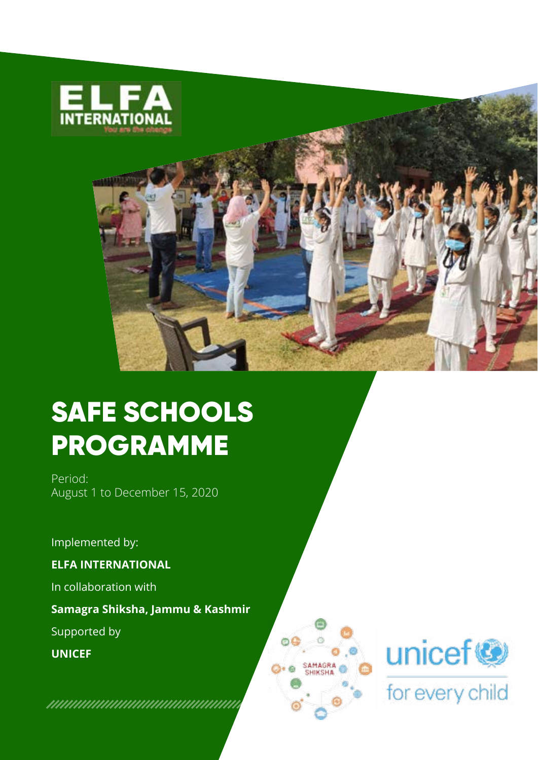# SAFE SCHOOLS PROGRAMME

Period:
August 1 to December 15, 2020

Implemented by:

**ELFA INTERNATIONAL**

In collaboration with

**Samagra Shiksha, Jammu & Kashmir**

Supported by

**UNICEF**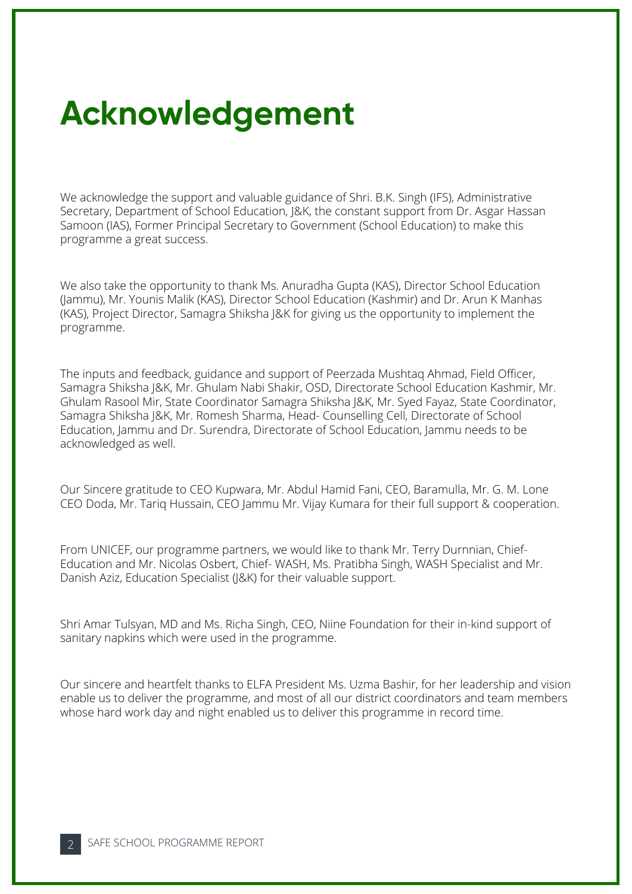# Acknowledgement

We acknowledge the support and valuable guidance of Shri. B.K. Singh (IFS), Administrative Secretary, Department of School Education, J&K, the constant support from Dr. Asgar Hassan Samoon (IAS), Former Principal Secretary to Government (School Education) to make this programme a great success.

We also take the opportunity to thank Ms. Anuradha Gupta (KAS), Director School Education (Jammu), Mr. Younis Malik (KAS), Director School Education (Kashmir) and Dr. Arun K Manhas (KAS), Project Director, Samagra Shiksha J&K for giving us the opportunity to implement the programme.

The inputs and feedback, guidance and support of Peerzada Mushtaq Ahmad, Field Officer, Samagra Shiksha J&K, Mr. Ghulam Nabi Shakir, OSD, Directorate School Education Kashmir, Mr. Ghulam Rasool Mir, State Coordinator Samagra Shiksha J&K, Mr. Syed Fayaz, State Coordinator, Samagra Shiksha J&K, Mr. Romesh Sharma, Head- Counselling Cell, Directorate of School Education, Jammu and Dr. Surendra, Directorate of School Education, Jammu needs to be acknowledged as well.

Our Sincere gratitude to CEO Kupwara, Mr. Abdul Hamid Fani, CEO, Baramulla, Mr. G. M. Lone CEO Doda, Mr. Tariq Hussain, CEO Jammu Mr. Vijay Kumara for their full support & cooperation.

From UNICEF, our programme partners, we would like to thank Mr. Terry Durnnian, Chief- Education and Mr. Nicolas Osbert, Chief- WASH, Ms. Pratibha Singh, WASH Specialist and Mr. Danish Aziz, Education Specialist (J&K) for their valuable support.

Shri Amar Tulsyan, MD and Ms. Richa Singh, CEO, Niine Foundation for their in-kind support of sanitary napkins which were used in the programme.

Our sincere and heartfelt thanks to ELFA President Ms. Uzma Bashir, for her leadership and vision enable us to deliver the programme, and most of all our district coordinators and team members whose hard work day and night enabled us to deliver this programme in record time.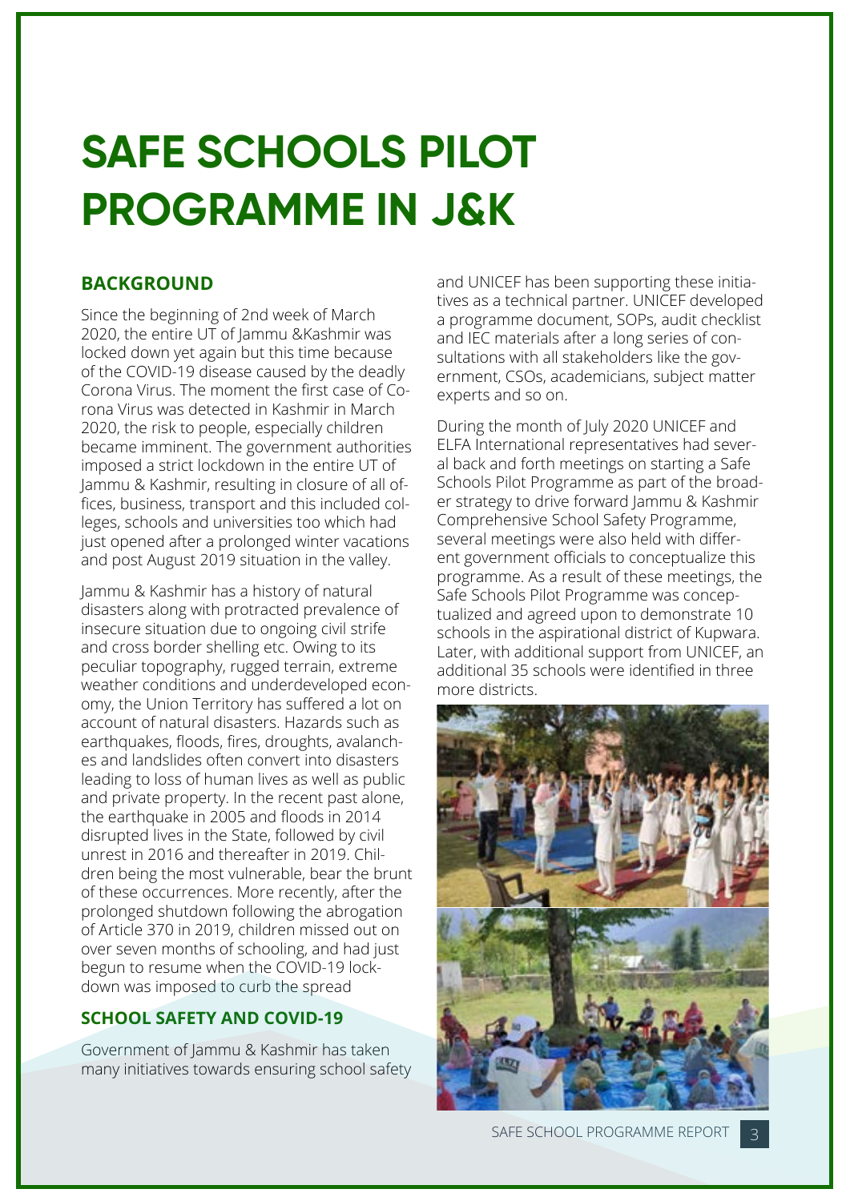# SAFE SCHOOLS PILOT PROGRAMME IN J&K

## BACKGROUND

Since the beginning of 2nd week of March 2020, the entire UT of Jammu &Kashmir was locked down yet again but this time because of the COVID-19 disease caused by the deadly Corona Virus. The moment the first case of Corona Virus was detected in Kashmir in March 2020, the risk to people, especially children became imminent. The government authorities imposed a strict lockdown in the entire UT of Jammu & Kashmir, resulting in closure of all offices, business, transport and this included colleges, schools and universities too which had just opened after a prolonged winter vacations and post August 2019 situation in the valley.

Jammu & Kashmir has a history of natural disasters along with protracted prevalence of insecure situation due to ongoing civil strife and cross border shelling etc. Owing to its peculiar topography, rugged terrain, extreme weather conditions and underdeveloped economy, the Union Territory has suffered a lot on account of natural disasters. Hazards such as earthquakes, floods, fires, droughts, avalanches and landslides often convert into disasters leading to loss of human lives as well as public and private property. In the recent past alone, the earthquake in 2005 and floods in 2014 disrupted lives in the State, followed by civil unrest in 2016 and thereafter in 2019. Children being the most vulnerable, bear the brunt of these occurrences. More recently, after the prolonged shutdown following the abrogation of Article 370 in 2019, children missed out on over seven months of schooling, and had just begun to resume when the COVID-19 lockdown was imposed to curb the spread

## SCHOOL SAFETY AND COVID-19

Government of Jammu & Kashmir has taken many initiatives towards ensuring school safety and UNICEF has been supporting these initiatives as a technical partner. UNICEF developed a programme document, SOPs, audit checklist and IEC materials after a long series of consultations with all stakeholders like the government, CSOs, academicians, subject matter experts and so on.

During the month of July 2020 UNICEF and ELFA International representatives had several back and forth meetings on starting a Safe Schools Pilot Programme as part of the broader strategy to drive forward Jammu & Kashmir Comprehensive School Safety Programme, several meetings were also held with different government officials to conceptualize this programme. As a result of these meetings, the Safe Schools Pilot Programme was conceptualized and agreed upon to demonstrate 10 schools in the aspirational district of Kupwara. Later, with additional support from UNICEF, an additional 35 schools were identified in three more districts.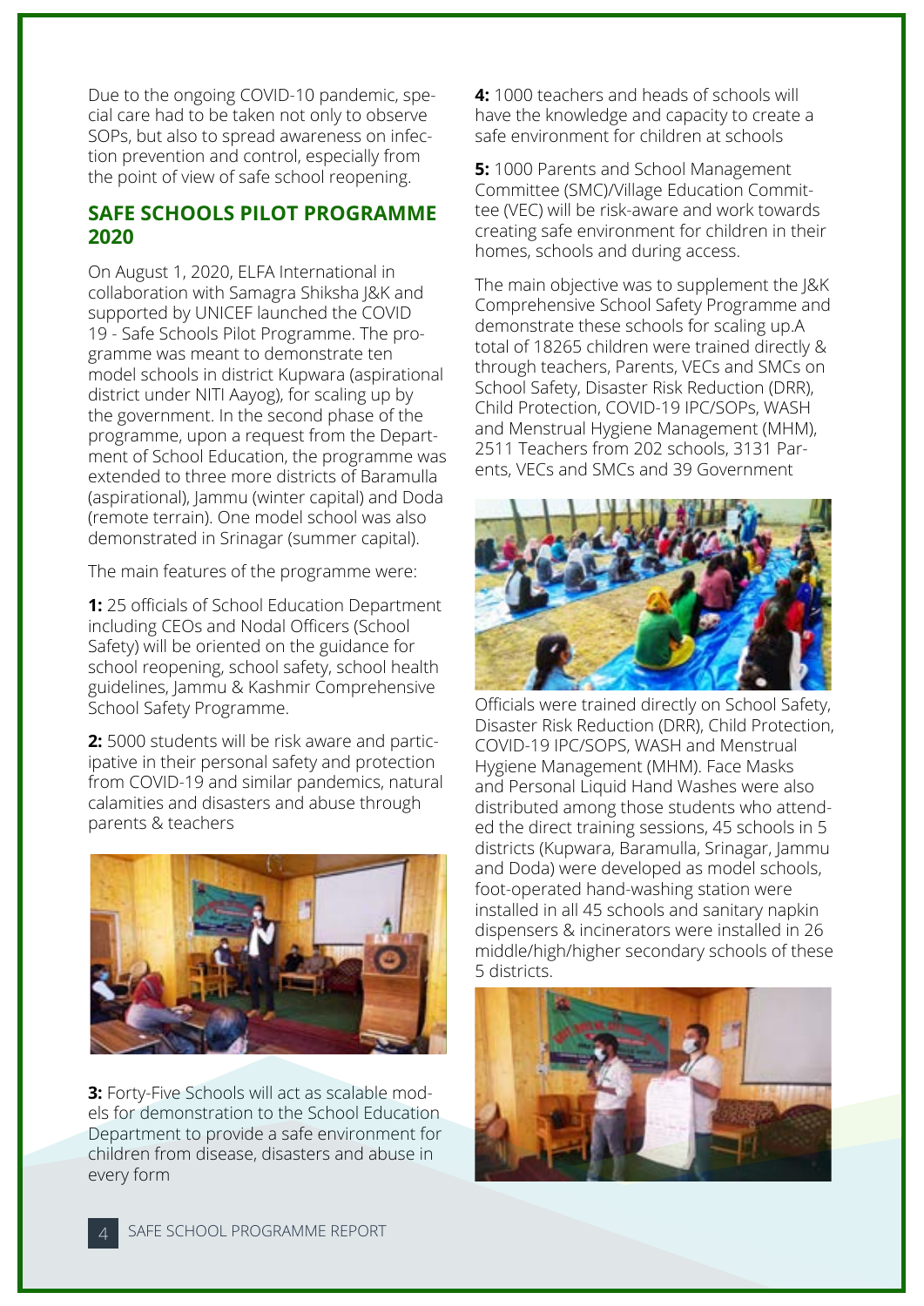Due to the ongoing COVID-10 pandemic, special care had to be taken not only to observe SOPs, but also to spread awareness on infection prevention and control, especially from the point of view of safe school reopening.

## SAFE SCHOOLS PILOT PROGRAMME 2020

On August 1, 2020, ELFA International in collaboration with Samagra Shiksha J&K and supported by UNICEF launched the COVID 19 - Safe Schools Pilot Programme. The programme was meant to demonstrate ten model schools in district Kupwara (aspirational district under NITI Aayog), for scaling up by the government. In the second phase of the programme, upon a request from the Department of School Education, the programme was extended to three more districts of Baramulla (aspirational), Jammu (winter capital) and Doda (remote terrain). One model school was also demonstrated in Srinagar (summer capital).

The main features of the programme were:

**1:** 25 officials of School Education Department including CEOs and Nodal Officers (School Safety) will be oriented on the guidance for school reopening, school safety, school health guidelines, Jammu & Kashmir Comprehensive School Safety Programme.

**2:** 5000 students will be risk aware and participative in their personal safety and protection from COVID-19 and similar pandemics, natural calamities and disasters and abuse through parents & teachers

**3:** Forty-Five Schools will act as scalable models for demonstration to the School Education Department to provide a safe environment for children from disease, disasters and abuse in every form

**4:** 1000 teachers and heads of schools will have the knowledge and capacity to create a safe environment for children at schools

**5:** 1000 Parents and School Management Committee (SMC)/Village Education Committee (VEC) will be risk-aware and work towards creating safe environment for children in their homes, schools and during access.

The main objective was to supplement the J&K Comprehensive School Safety Programme and demonstrate these schools for scaling up.A total of 18265 children were trained directly & through teachers, Parents, VECs and SMCs on School Safety, Disaster Risk Reduction (DRR), Child Protection, COVID-19 IPC/SOPs, WASH and Menstrual Hygiene Management (MHM), 2511 Teachers from 202 schools, 3131 Parents, VECs and SMCs and 39 Government Officials were trained directly on School Safety, Disaster Risk Reduction (DRR), Child Protection, COVID-19 IPC/SOPS, WASH and Menstrual Hygiene Management (MHM). Face Masks and Personal Liquid Hand Washes were also distributed among those students who attended the direct training sessions, 45 schools in 5 districts (Kupwara, Baramulla, Srinagar, Jammu and Doda) were developed as model schools, foot-operated hand-washing station were installed in all 45 schools and sanitary napkin dispensers & incinerators were installed in 26 middle/high/higher secondary schools of these 5 districts.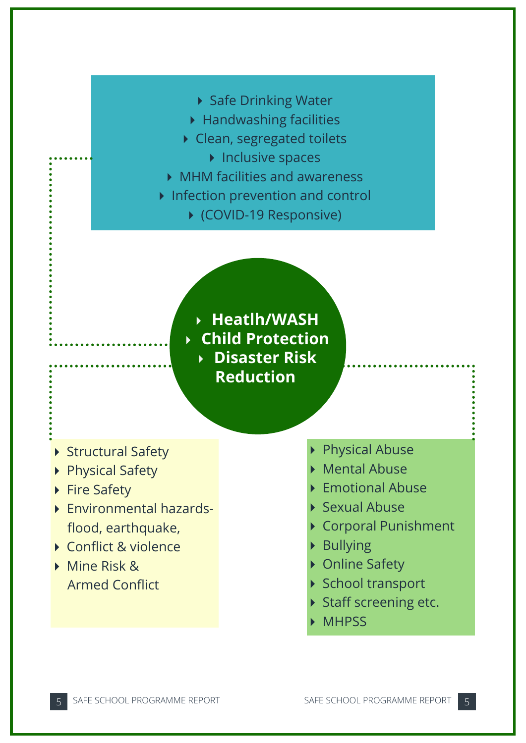- Safe Drinking Water
- Handwashing facilities
- Clean, segregated toilets
- Inclusive spaces
- MHM facilities and awareness
- Infection prevention and control
- (COVID-19 Responsive)

- **Heatlh/WASH**
- **Child Protection**
- **Disaster Risk Reduction**

- Structural Safety
- Physical Safety
- Fire Safety
- Environmental hazards- flood, earthquake,
- Conflict & violence
- Mine Risk & Armed Conflict

- Physical Abuse
- Mental Abuse
- Emotional Abuse
- Sexual Abuse
- Corporal Punishment
- Bullying
- Online Safety
- School transport
- Staff screening etc.
- MHPSS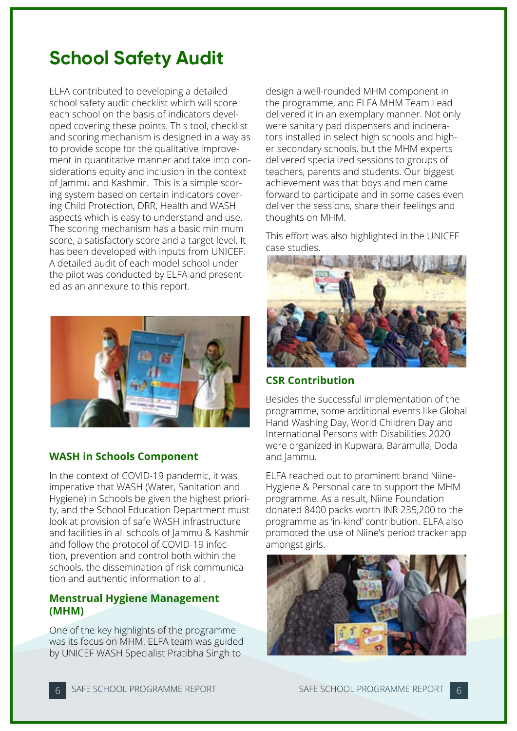# School Safety Audit

ELFA contributed to developing a detailed school safety audit checklist which will score each school on the basis of indicators developed covering these points. This tool, checklist and scoring mechanism is designed in a way as to provide scope for the qualitative improvement in quantitative manner and take into considerations equity and inclusion in the context of Jammu and Kashmir. This is a simple scoring system based on certain indicators covering Child Protection, DRR, Health and WASH aspects which is easy to understand and use. The scoring mechanism has a basic minimum score, a satisfactory score and a target level. It has been developed with inputs from UNICEF. A detailed audit of each model school under the pilot was conducted by ELFA and presented as an annexure to this report.

### WASH in Schools Component

In the context of COVID-19 pandemic, it was imperative that WASH (Water, Sanitation and Hygiene) in Schools be given the highest priority, and the School Education Department must look at provision of safe WASH infrastructure and facilities in all schools of Jammu & Kashmir and follow the protocol of COVID-19 infection, prevention and control both within the schools, the dissemination of risk communication and authentic information to all.

### Menstrual Hygiene Management (MHM)

One of the key highlights of the programme was its focus on MHM. ELFA team was guided by UNICEF WASH Specialist Pratibha Singh to design a well-rounded MHM component in the programme, and ELFA MHM Team Lead delivered it in an exemplary manner. Not only were sanitary pad dispensers and incinerators installed in select high schools and higher secondary schools, but the MHM experts delivered specialized sessions to groups of teachers, parents and students. Our biggest achievement was that boys and men came forward to participate and in some cases even deliver the sessions, share their feelings and thoughts on MHM.

This effort was also highlighted in the UNICEF case studies.

### CSR Contribution

Besides the successful implementation of the programme, some additional events like Global Hand Washing Day, World Children Day and International Persons with Disabilities 2020 were organized in Kupwara, Baramulla, Doda and Jammu.

ELFA reached out to prominent brand Niine-Hygiene & Personal care to support the MHM programme. As a result, Niine Foundation donated 8400 packs worth INR 235,200 to the programme as 'in-kind' contribution. ELFA also promoted the use of Niine's period tracker app amongst girls.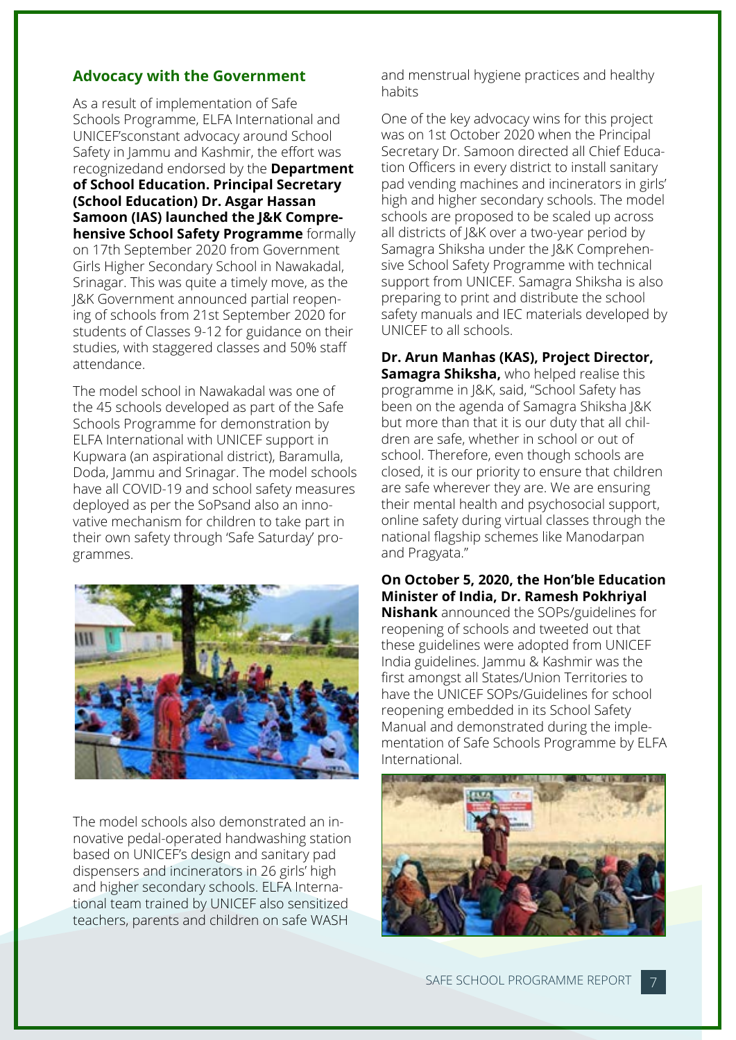## Advocacy with the Government

As a result of implementation of Safe Schools Programme, ELFA International and UNICEF'sconstant advocacy around School Safety in Jammu and Kashmir, the effort was recognizedand endorsed by the **Department of School Education. Principal Secretary (School Education) Dr. Asgar Hassan Samoon (IAS) launched the J&K Comprehensive School Safety Programme** formally on 17th September 2020 from Government Girls Higher Secondary School in Nawakadal, Srinagar. This was quite a timely move, as the J&K Government announced partial reopening of schools from 21st September 2020 for students of Classes 9-12 for guidance on their studies, with staggered classes and 50% staff attendance.

The model school in Nawakadal was one of the 45 schools developed as part of the Safe Schools Programme for demonstration by ELFA International with UNICEF support in Kupwara (an aspirational district), Baramulla, Doda, Jammu and Srinagar. The model schools have all COVID-19 and school safety measures deployed as per the SoPsand also an innovative mechanism for children to take part in their own safety through 'Safe Saturday' programmes.

The model schools also demonstrated an innovative pedal-operated handwashing station based on UNICEF's design and sanitary pad dispensers and incinerators in 26 girls' high and higher secondary schools. ELFA International team trained by UNICEF also sensitized teachers, parents and children on safe WASH and menstrual hygiene practices and healthy habits

One of the key advocacy wins for this project was on 1st October 2020 when the Principal Secretary Dr. Samoon directed all Chief Education Officers in every district to install sanitary pad vending machines and incinerators in girls' high and higher secondary schools. The model schools are proposed to be scaled up across all districts of J&K over a two-year period by Samagra Shiksha under the J&K Comprehensive School Safety Programme with technical support from UNICEF. Samagra Shiksha is also preparing to print and distribute the school safety manuals and IEC materials developed by UNICEF to all schools.

**Dr. Arun Manhas (KAS), Project Director, Samagra Shiksha,** who helped realise this programme in J&K, said, "School Safety has been on the agenda of Samagra Shiksha J&K but more than that it is our duty that all children are safe, whether in school or out of school. Therefore, even though schools are closed, it is our priority to ensure that children are safe wherever they are. We are ensuring their mental health and psychosocial support, online safety during virtual classes through the national flagship schemes like Manodarpan and Pragyata."

**On October 5, 2020, the Hon'ble Education Minister of India, Dr. Ramesh Pokhriyal Nishank** announced the SOPs/guidelines for reopening of schools and tweeted out that these guidelines were adopted from UNICEF India guidelines. Jammu & Kashmir was the first amongst all States/Union Territories to have the UNICEF SOPs/Guidelines for school reopening embedded in its School Safety Manual and demonstrated during the implementation of Safe Schools Programme by ELFA International.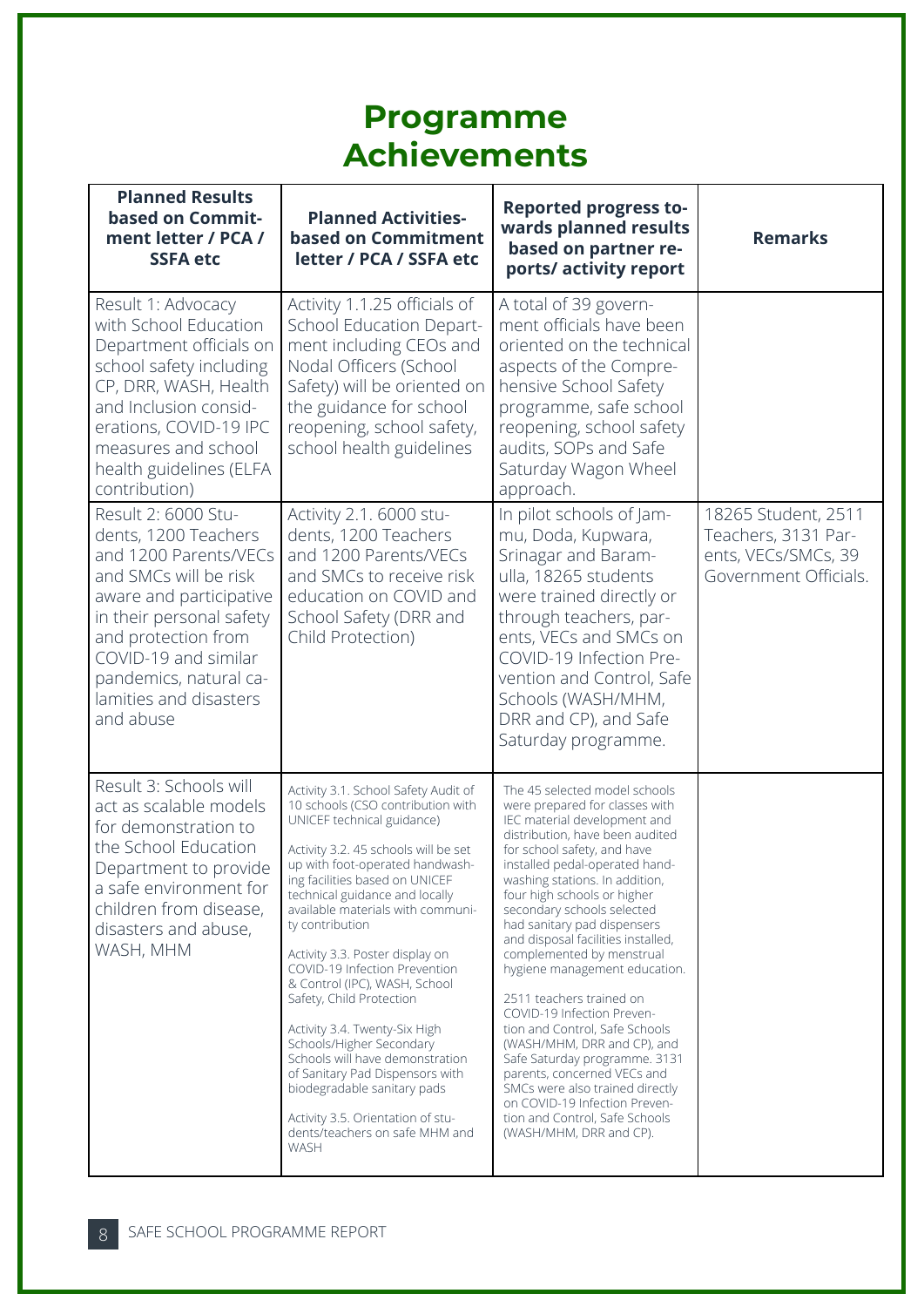# Programme Achievements

| Planned Results based on Commitment letter / PCA / SSFA etc | Planned Activities-based on Commitment letter / PCA / SSFA etc | Reported progress towards planned results based on partner reports/ activity report | Remarks |
|---|---|---|---|
| Result 1: Advocacy with School Education Department officials on school safety including CP, DRR, WASH, Health and Inclusion considerations, COVID-19 IPC measures and school health guidelines (ELFA contribution) | Activity 1.1.25 officials of School Education Department including CEOs and Nodal Officers (School Safety) will be oriented on the guidance for school reopening, school safety, school health guidelines | A total of 39 government officials have been oriented on the technical aspects of the Comprehensive School Safety programme, safe school reopening, school safety audits, SOPs and Safe Saturday Wagon Wheel approach. | |
| Result 2: 6000 Students, 1200 Teachers and 1200 Parents/VECs and SMCs will be risk aware and participative in their personal safety and protection from COVID-19 and similar pandemics, natural calamities and disasters and abuse | Activity 2.1. 6000 students, 1200 Teachers and 1200 Parents/VECs and SMCs to receive risk education on COVID and School Safety (DRR and Child Protection) | In pilot schools of Jammu, Doda, Kupwara, Srinagar and Baramulla, 18265 students were trained directly or through teachers, parents, VECs and SMCs on COVID-19 Infection Prevention and Control, Safe Schools (WASH/MHM, DRR and CP), and Safe Saturday programme. | 18265 Student, 2511 Teachers, 3131 Parents, VECs/SMCs, 39 Government Officials. |
| Result 3: Schools will act as scalable models for demonstration to the School Education Department to provide a safe environment for children from disease, disasters and abuse, WASH, MHM | Activity 3.1. School Safety Audit of 10 schools (CSO contribution with UNICEF technical guidance)<br><br>Activity 3.2. 45 schools will be set up with foot-operated handwashing facilities based on UNICEF technical guidance and locally available materials with community contribution<br><br>Activity 3.3. Poster display on COVID-19 Infection Prevention & Control (IPC), WASH, School Safety, Child Protection<br><br>Activity 3.4. Twenty-Six High Schools/Higher Secondary Schools will have demonstration of Sanitary Pad Dispensors with biodegradable sanitary pads<br><br>Activity 3.5. Orientation of students/teachers on safe MHM and WASH | The 45 selected model schools were prepared for classes with IEC material development and distribution, have been audited for school safety, and have installed pedal-operated handwashing stations. In addition, four high schools or higher secondary schools selected had sanitary pad dispensers and disposal facilities installed, complemented by menstrual hygiene management education.<br><br>2511 teachers trained on COVID-19 Infection Prevention and Control, Safe Schools (WASH/MHM, DRR and CP), and Safe Saturday programme. 3131 parents, concerned VECs and SMCs were also trained directly on COVID-19 Infection Prevention and Control, Safe Schools (WASH/MHM, DRR and CP). | |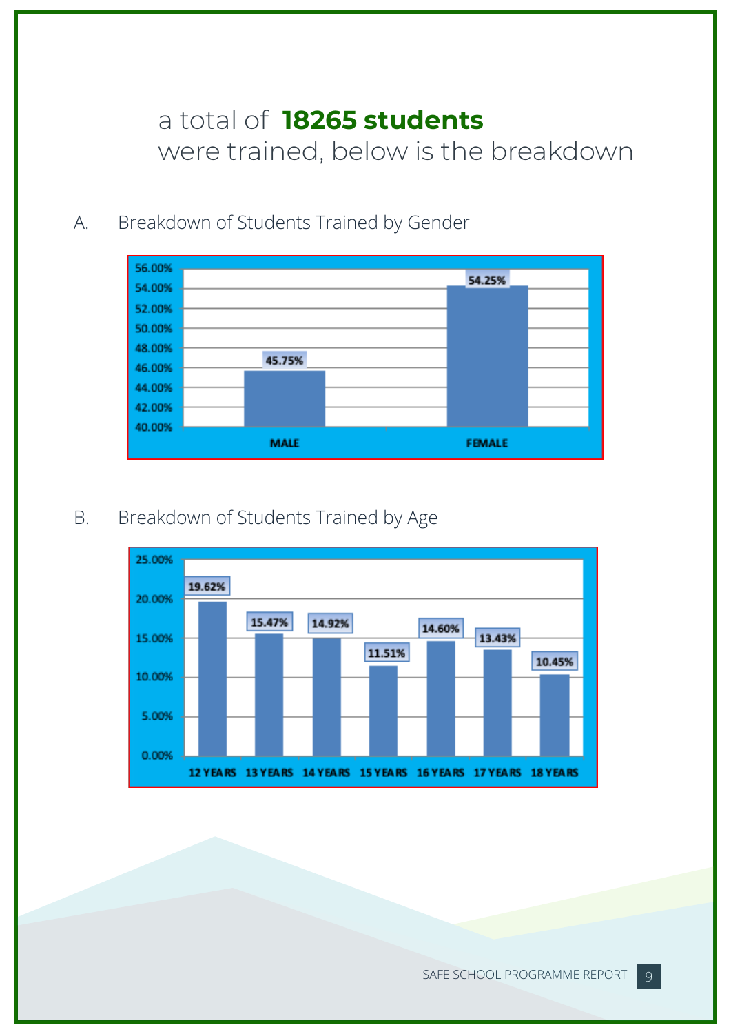a total of **18265 students** were trained, below is the breakdown

A. Breakdown of Students Trained by Gender

| Gender | Percentage |
| --- | --- |
| MALE | 45.75% |
| FEMALE | 54.25% |

B. Breakdown of Students Trained by Age

| Age | Percentage |
| --- | --- |
| 12 YEARS | 19.62% |
| 13 YEARS | 15.47% |
| 14 YEARS | 14.92% |
| 15 YEARS | 11.51% |
| 16 YEARS | 14.60% |
| 17 YEARS | 13.43% |
| 18 YEARS | 10.45% |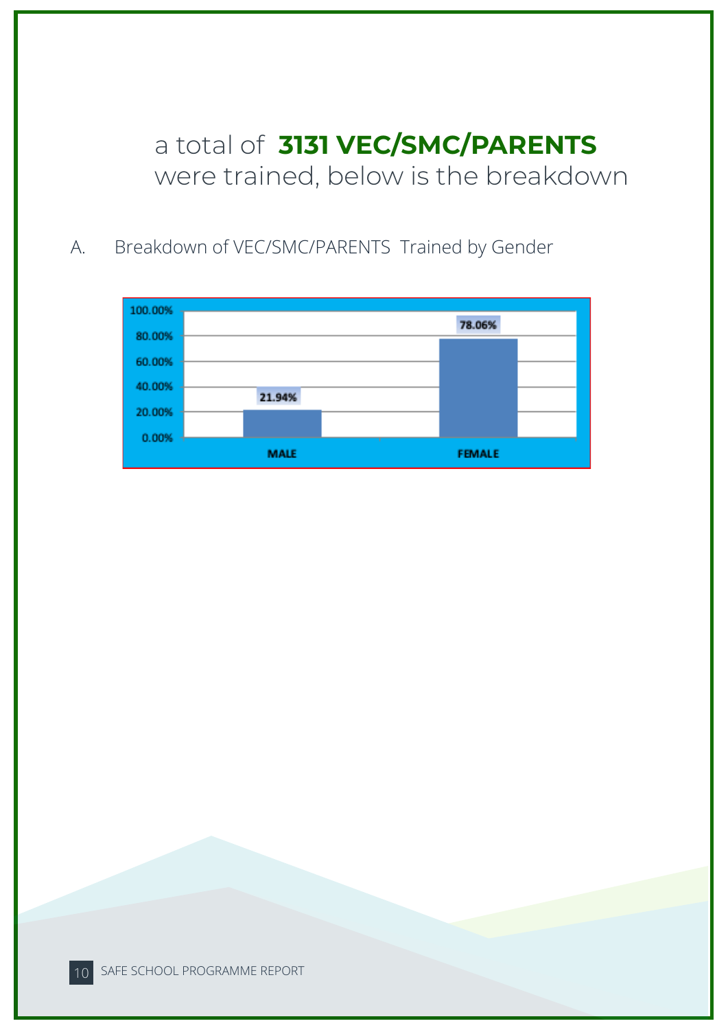a total of **3131 VEC/SMC/PARENTS** were trained, below is the breakdown

A. Breakdown of VEC/SMC/PARENTS Trained by Gender

| | Percentage |
|---|---|
| MALE | 21.94% |
| FEMALE | 78.06% |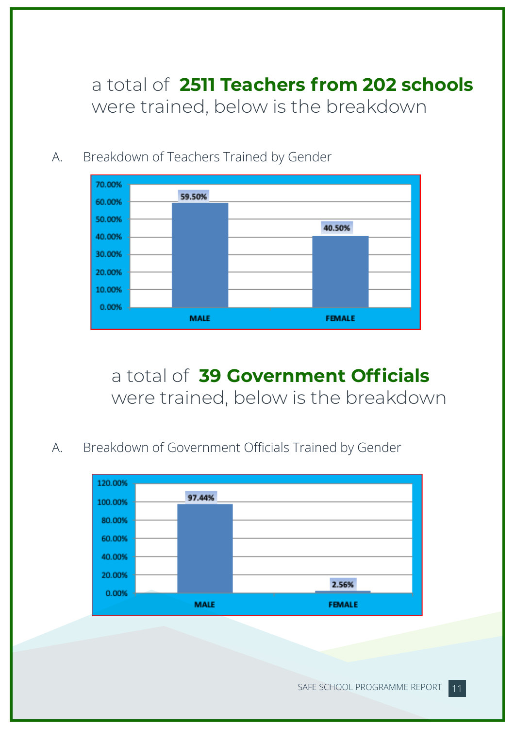a total of **2511 Teachers from 202 schools** were trained, below is the breakdown

A. Breakdown of Teachers Trained by Gender

| Gender | Percentage |
|---|---|
| MALE | 59.50% |
| FEMALE | 40.50% |

a total of **39 Government Officials** were trained, below is the breakdown

A. Breakdown of Government Officials Trained by Gender

| Gender | Percentage |
|---|---|
| MALE | 97.44% |
| FEMALE | 2.56% |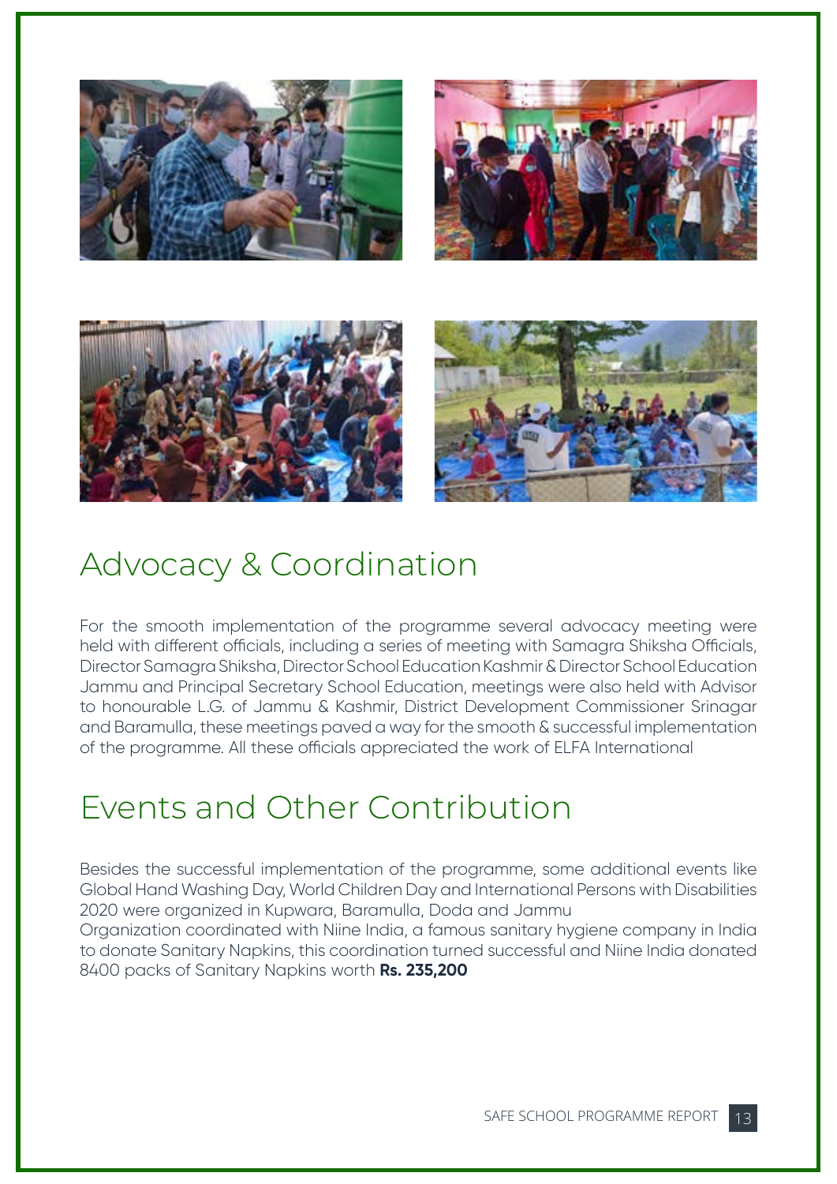## Advocacy & Coordination

For the smooth implementation of the programme several advocacy meeting were held with different officials, including a series of meeting with Samagra Shiksha Officials, Director Samagra Shiksha, Director School Education Kashmir & Director School Education Jammu and Principal Secretary School Education, meetings were also held with Advisor to honourable L.G. of Jammu & Kashmir, District Development Commissioner Srinagar and Baramulla, these meetings paved a way for the smooth & successful implementation of the programme. All these officials appreciated the work of ELFA International

## Events and Other Contribution

Besides the successful implementation of the programme, some additional events like Global Hand Washing Day, World Children Day and International Persons with Disabilities 2020 were organized in Kupwara, Baramulla, Doda and Jammu

Organization coordinated with Niine India, a famous sanitary hygiene company in India to donate Sanitary Napkins, this coordination turned successful and Niine India donated 8400 packs of Sanitary Napkins worth **Rs. 235,200**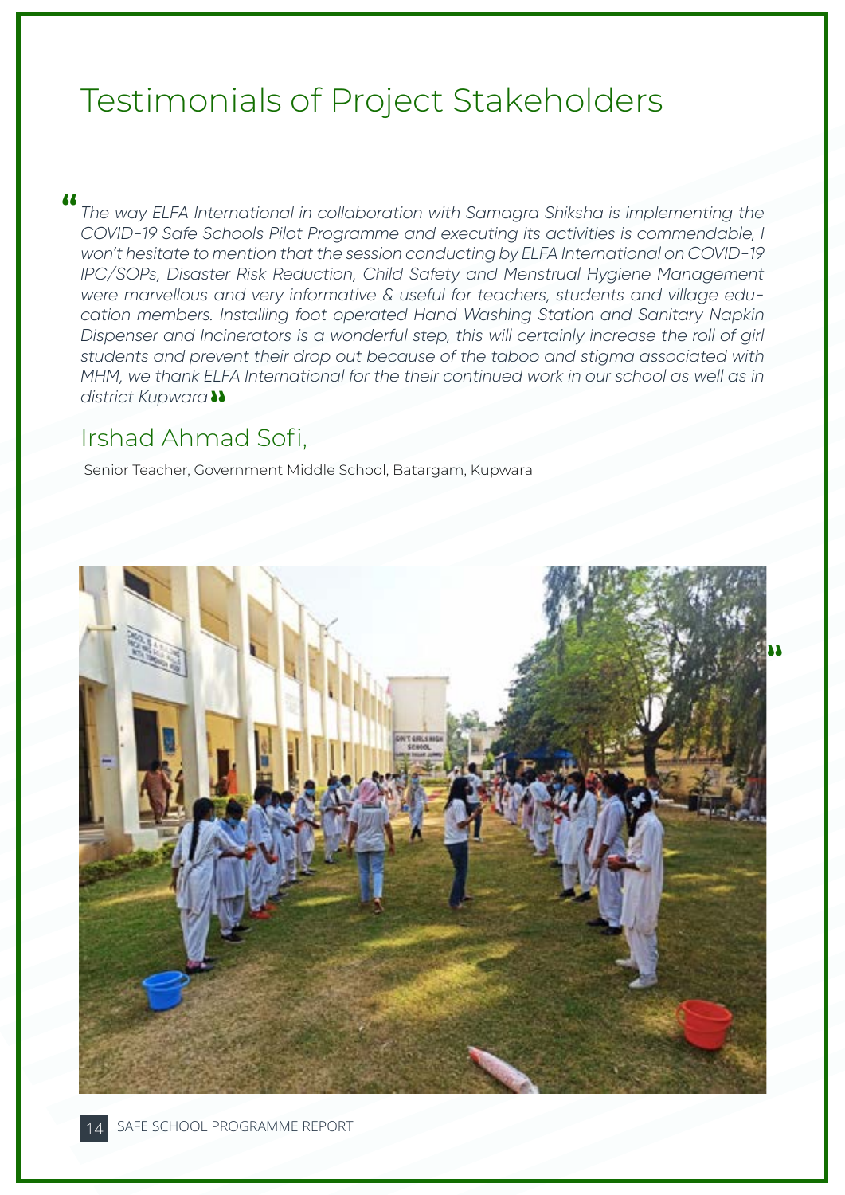# Testimonials of Project Stakeholders

*"The way ELFA International in collaboration with Samagra Shiksha is implementing the COVID-19 Safe Schools Pilot Programme and executing its activities is commendable, I won't hesitate to mention that the session conducting by ELFA International on COVID-19 IPC/SOPs, Disaster Risk Reduction, Child Safety and Menstrual Hygiene Management were marvellous and very informative & useful for teachers, students and village education members. Installing foot operated Hand Washing Station and Sanitary Napkin Dispenser and Incinerators is a wonderful step, this will certainly increase the roll of girl students and prevent their drop out because of the taboo and stigma associated with MHM, we thank ELFA International for the their continued work in our school as well as in district Kupwara"*

## Irshad Ahmad Sofi,

Senior Teacher, Government Middle School, Batargam, Kupwara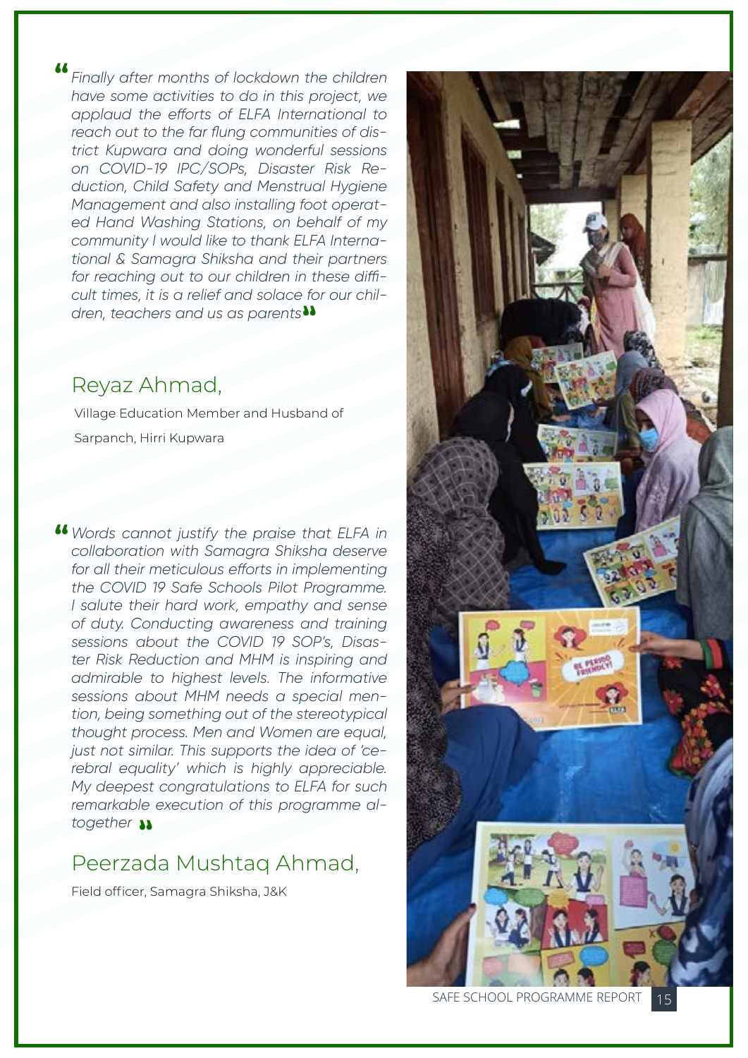*"Finally after months of lockdown the children have some activities to do in this project, we applaud the efforts of ELFA International to reach out to the far flung communities of district Kupwara and doing wonderful sessions on COVID-19 IPC/SOPs, Disaster Risk Reduction, Child Safety and Menstrual Hygiene Management and also installing foot operated Hand Washing Stations, on behalf of my community I would like to thank ELFA International & Samagra Shiksha and their partners for reaching out to our children in these difficult times, it is a relief and solace for our children, teachers and us as parents"*

## Reyaz Ahmad,

Village Education Member and Husband of Sarpanch, Hirri Kupwara

*"Words cannot justify the praise that ELFA in collaboration with Samagra Shiksha deserve for all their meticulous efforts in implementing the COVID 19 Safe Schools Pilot Programme. I salute their hard work, empathy and sense of duty. Conducting awareness and training sessions about the COVID 19 SOP's, Disaster Risk Reduction and MHM is inspiring and admirable to highest levels. The informative sessions about MHM needs a special mention, being something out of the stereotypical thought process. Men and Women are equal, just not similar. This supports the idea of 'cerebral equality' which is highly appreciable. My deepest congratulations to ELFA for such remarkable execution of this programme altogether"*

## Peerzada Mushtaq Ahmad,

Field officer, Samagra Shiksha, J&K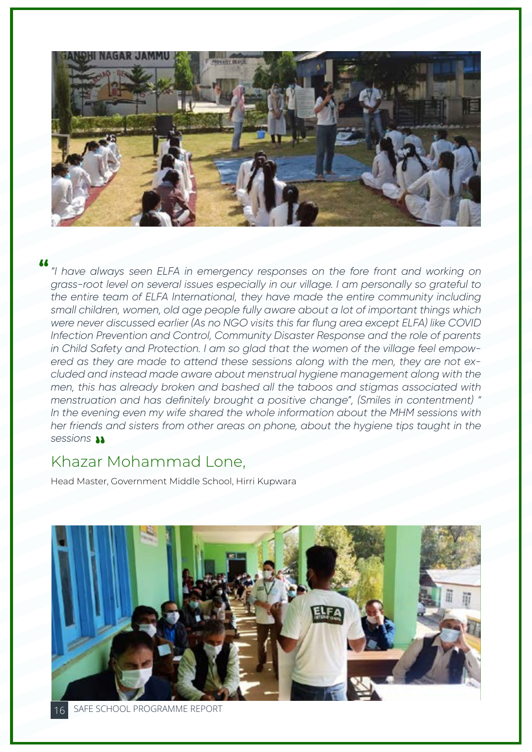*"I have always seen ELFA in emergency responses on the fore front and working on grass-root level on several issues especially in our village. I am personally so grateful to the entire team of ELFA International, they have made the entire community including small children, women, old age people fully aware about a lot of important things which were never discussed earlier (As no NGO visits this far flung area except ELFA) like COVID Infection Prevention and Control, Community Disaster Response and the role of parents in Child Safety and Protection. I am so glad that the women of the village feel empowered as they are made to attend these sessions along with the men, they are not excluded and instead made aware about menstrual hygiene management along with the men, this has already broken and bashed all the taboos and stigmas associated with menstruation and has definitely brought a positive change", (Smiles in contentment) " In the evening even my wife shared the whole information about the MHM sessions with her friends and sisters from other areas on phone, about the hygiene tips taught in the sessions*

## Khazar Mohammad Lone,

Head Master, Government Middle School, Hirri Kupwara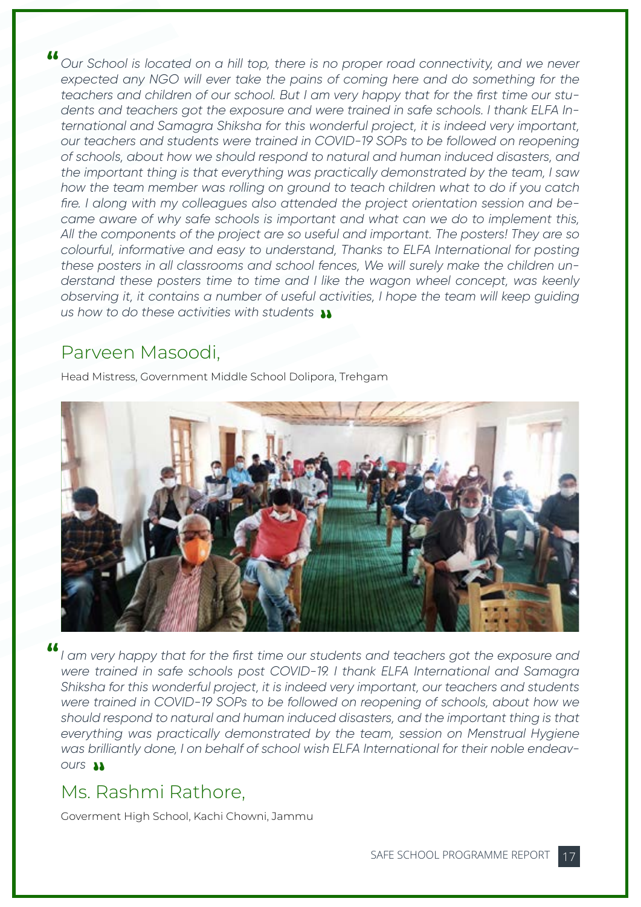*"Our School is located on a hill top, there is no proper road connectivity, and we never expected any NGO will ever take the pains of coming here and do something for the teachers and children of our school. But I am very happy that for the first time our students and teachers got the exposure and were trained in safe schools. I thank ELFA International and Samagra Shiksha for this wonderful project, it is indeed very important, our teachers and students were trained in COVID-19 SOPs to be followed on reopening of schools, about how we should respond to natural and human induced disasters, and the important thing is that everything was practically demonstrated by the team, I saw how the team member was rolling on ground to teach children what to do if you catch fire. I along with my colleagues also attended the project orientation session and became aware of why safe schools is important and what can we do to implement this, All the components of the project are so useful and important. The posters! They are so colourful, informative and easy to understand, Thanks to ELFA International for posting these posters in all classrooms and school fences, We will surely make the children understand these posters time to time and I like the wagon wheel concept, was keenly observing it, it contains a number of useful activities, I hope the team will keep guiding us how to do these activities with students"*

## Parveen Masoodi,

Head Mistress, Government Middle School Dolipora, Trehgam

*"I am very happy that for the first time our students and teachers got the exposure and were trained in safe schools post COVID-19. I thank ELFA International and Samagra Shiksha for this wonderful project, it is indeed very important, our teachers and students were trained in COVID-19 SOPs to be followed on reopening of schools, about how we should respond to natural and human induced disasters, and the important thing is that everything was practically demonstrated by the team, session on Menstrual Hygiene was brilliantly done, I on behalf of school wish ELFA International for their noble endeavours"*

## Ms. Rashmi Rathore,

Goverment High School, Kachi Chowni, Jammu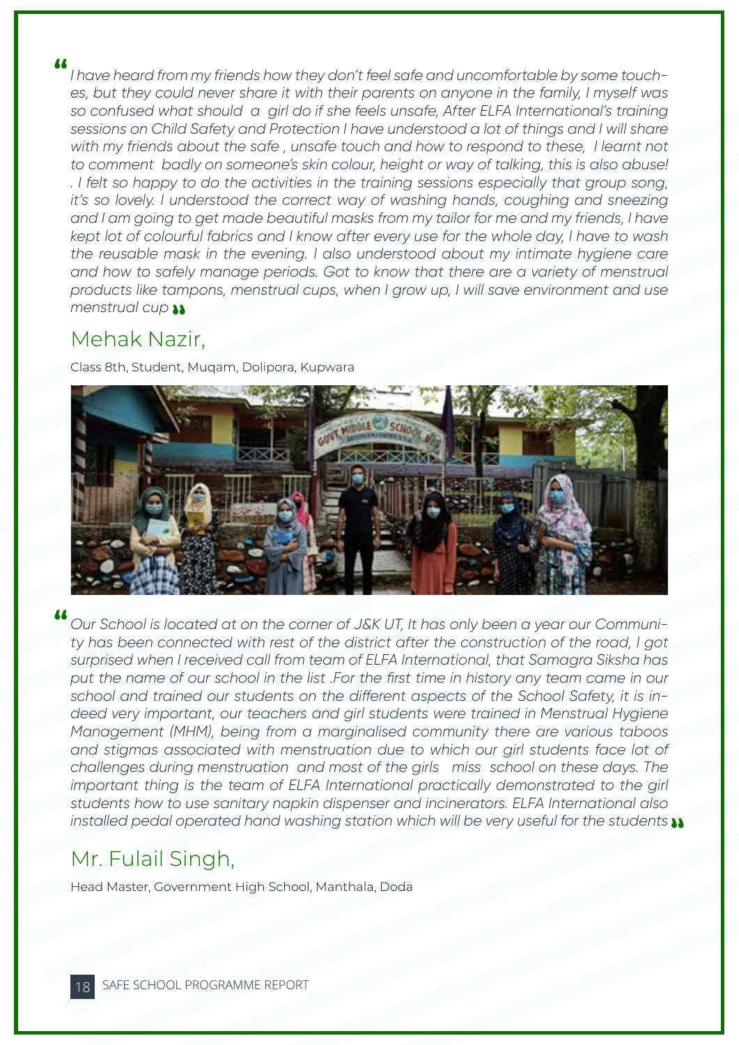> *I have heard from my friends how they don't feel safe and uncomfortable by some touches, but they could never share it with their parents on anyone in the family, I myself was so confused what should a girl do if she feels unsafe, After ELFA International's training sessions on Child Safety and Protection I have understood a lot of things and I will share with my friends about the safe , unsafe touch and how to respond to these, I learnt not to comment badly on someone's skin colour, height or way of talking, this is also abuse! . I felt so happy to do the activities in the training sessions especially that group song, it's so lovely. I understood the correct way of washing hands, coughing and sneezing and I am going to get made beautiful masks from my tailor for me and my friends, I have kept lot of colourful fabrics and I know after every use for the whole day, I have to wash the reusable mask in the evening. I also understood about my intimate hygiene care and how to safely manage periods. Got to know that there are a variety of menstrual products like tampons, menstrual cups, when I grow up, I will save environment and use menstrual cup*

## Mehak Nazir,

Class 8th, Student, Muqam, Dolipora, Kupwara

> *Our School is located at on the corner of J&K UT, It has only been a year our Community has been connected with rest of the district after the construction of the road, I got surprised when I received call from team of ELFA International, that Samagra Siksha has put the name of our school in the list .For the first time in history any team came in our school and trained our students on the different aspects of the School Safety, it is indeed very important, our teachers and girl students were trained in Menstrual Hygiene Management (MHM), being from a marginalised community there are various taboos and stigmas associated with menstruation due to which our girl students face lot of challenges during menstruation and most of the girls miss school on these days. The important thing is the team of ELFA International practically demonstrated to the girl students how to use sanitary napkin dispenser and incinerators. ELFA International also installed pedal operated hand washing station which will be very useful for the students*

## Mr. Fulail Singh,

Head Master, Government High School, Manthala, Doda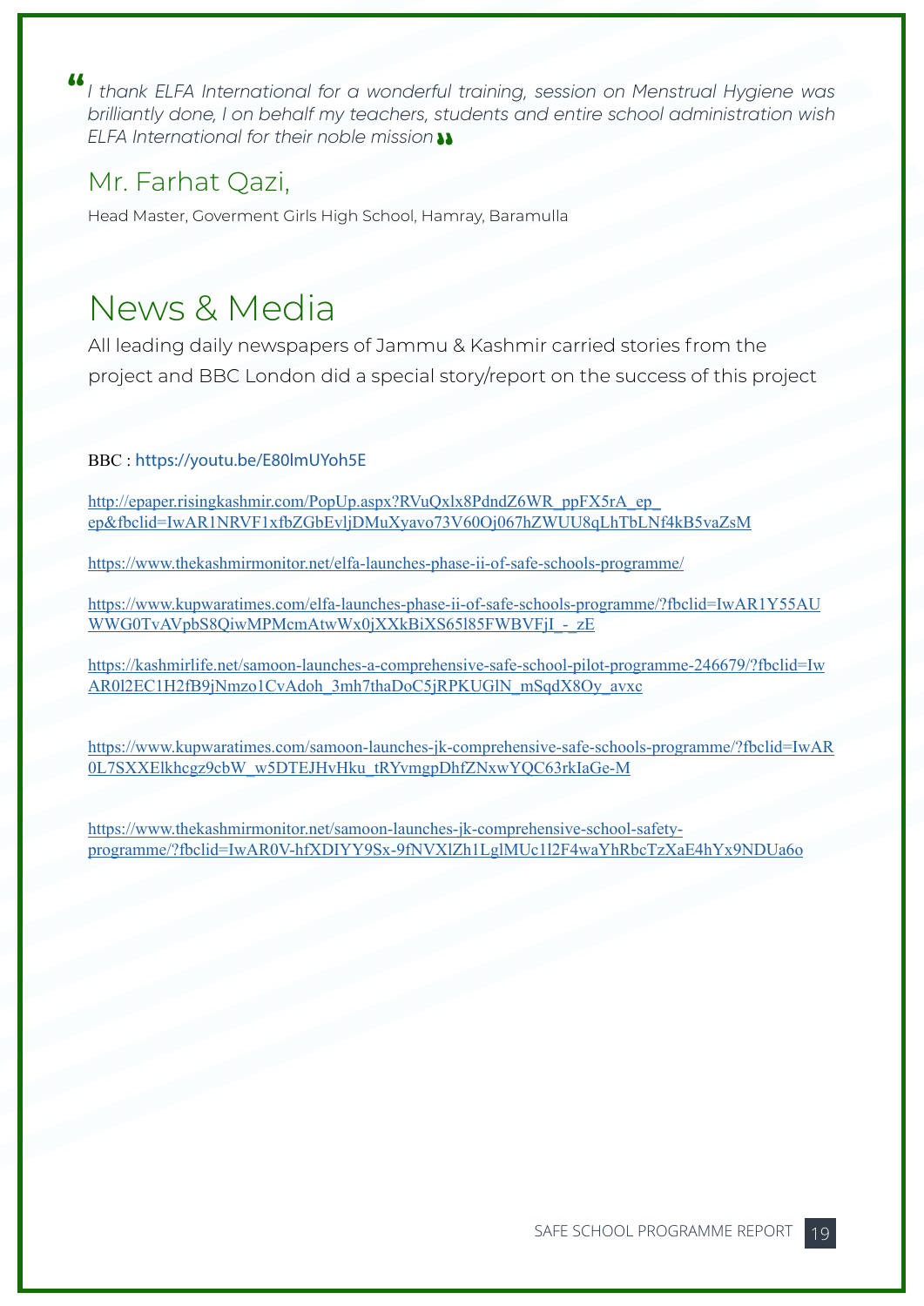> "I thank ELFA International for a wonderful training, session on Menstrual Hygiene was brilliantly done, I on behalf my teachers, students and entire school administration wish ELFA International for their noble mission"

## Mr. Farhat Qazi,

Head Master, Goverment Girls High School, Hamray, Baramulla

# News & Media

All leading daily newspapers of Jammu & Kashmir carried stories from the project and BBC London did a special story/report on the success of this project

BBC : https://youtu.be/E80lmUYoh5E

http://epaper.risingkashmir.com/PopUp.aspx?RVuQxlx8PdndZ6WR_ppFX5rA_ep_ep&fbclid=IwAR1NRVF1xfbZGbEvljDMuXyavo73V60Oj067hZWUU8qLhTbLNf4kB5vaZsM

https://www.thekashmirmonitor.net/elfa-launches-phase-ii-of-safe-schools-programme/

https://www.kupwaratimes.com/elfa-launches-phase-ii-of-safe-schools-programme/?fbclid=IwAR1Y55AUWWG0TvAVpbS8QiwMPMcmAtwWx0jXXkBiXS65l85FWBVFjI_-_zE

https://kashmirlife.net/samoon-launches-a-comprehensive-safe-school-pilot-programme-246679/?fbclid=IwAR0l2EC1H2fB9jNmzo1CvAdoh_3mh7thaDoC5jRPKUGlN_mSqdX8Oy_avxc

https://www.kupwaratimes.com/samoon-launches-jk-comprehensive-safe-schools-programme/?fbclid=IwAR0L7SXXElkhcgz9cbW_w5DTEJHvHku_tRYvmgpDhfZNxwYQC63rkIaGe-M

https://www.thekashmirmonitor.net/samoon-launches-jk-comprehensive-school-safety-programme/?fbclid=IwAR0V-hfXDIYY9Sx-9fNVXlZh1LglMUc1l2F4waYhRbcTzXaE4hYx9NDUa6o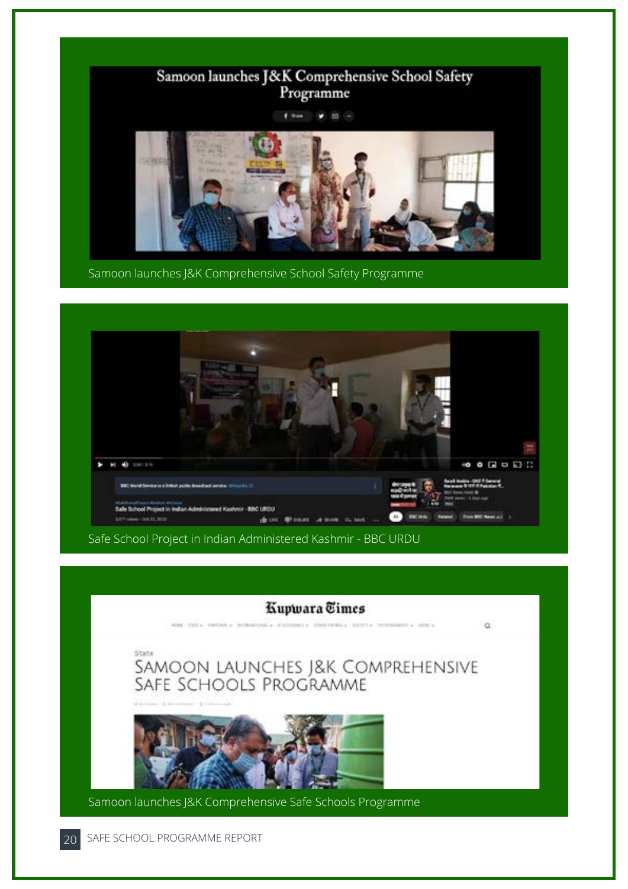Samoon launches J&K Comprehensive School Safety Programme

Safe School Project in Indian Administered Kashmir - BBC URDU

Samoon launches J&K Comprehensive Safe Schools Programme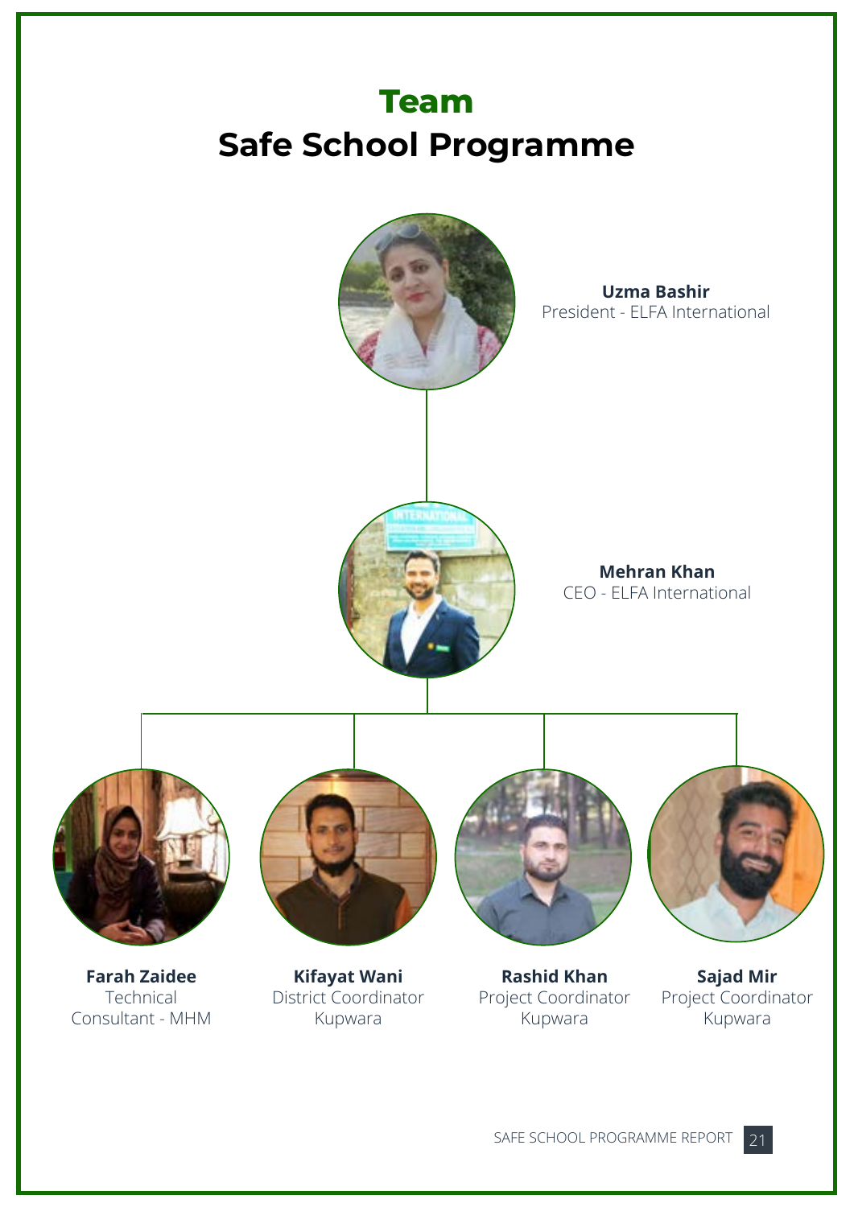# Team
# Safe School Programme

**Uzma Bashir**
President - ELFA International

**Mehran Khan**
CEO - ELFA International

**Farah Zaidee**
Technical Consultant - MHM

**Kifayat Wani**
District Coordinator Kupwara

**Rashid Khan**
Project Coordinator Kupwara

**Sajad Mir**
Project Coordinator Kupwara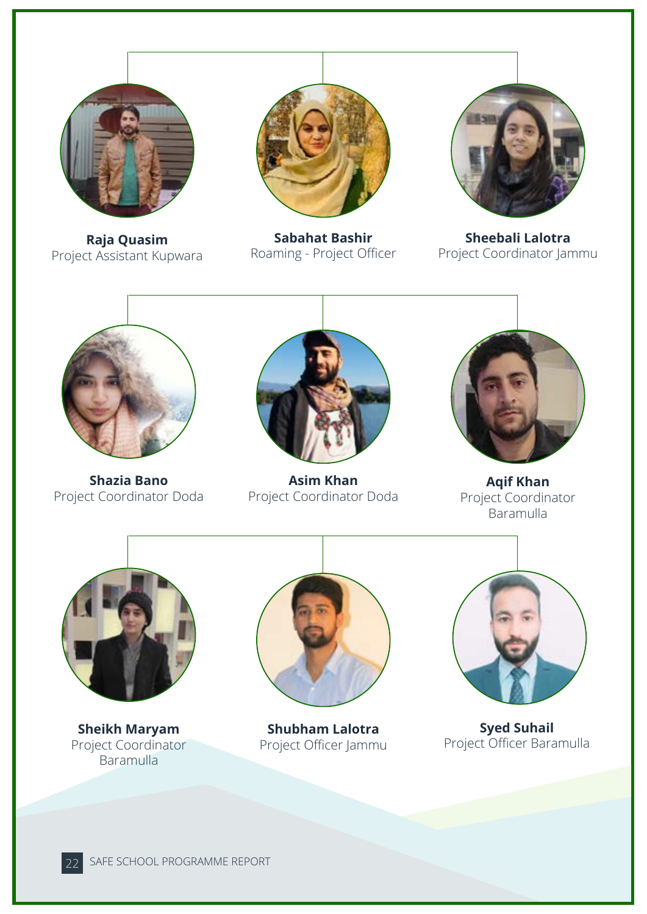**Raja Quasim**
Project Assistant Kupwara

**Sabahat Bashir**
Roaming - Project Officer

**Sheebali Lalotra**
Project Coordinator Jammu

**Shazia Bano**
Project Coordinator Doda

**Asim Khan**
Project Coordinator Doda

**Aqif Khan**
Project Coordinator Baramulla

**Sheikh Maryam**
Project Coordinator Baramulla

**Shubham Lalotra**
Project Officer Jammu

**Syed Suhail**
Project Officer Baramulla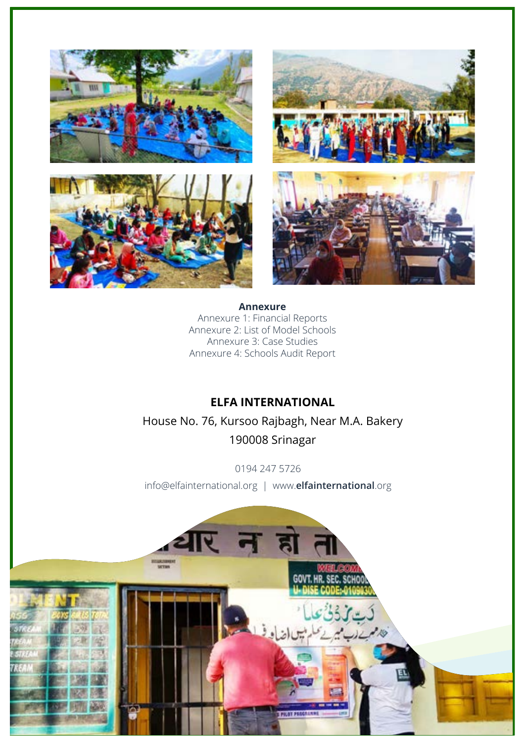**Annexure**

Annexure 1: Financial Reports
Annexure 2: List of Model Schools
Annexure 3: Case Studies
Annexure 4: Schools Audit Report

**ELFA INTERNATIONAL**

House No. 76, Kursoo Rajbagh, Near M.A. Bakery
190008 Srinagar

0194 247 5726

info@elfainternational.org | www.**elfainternational**.org